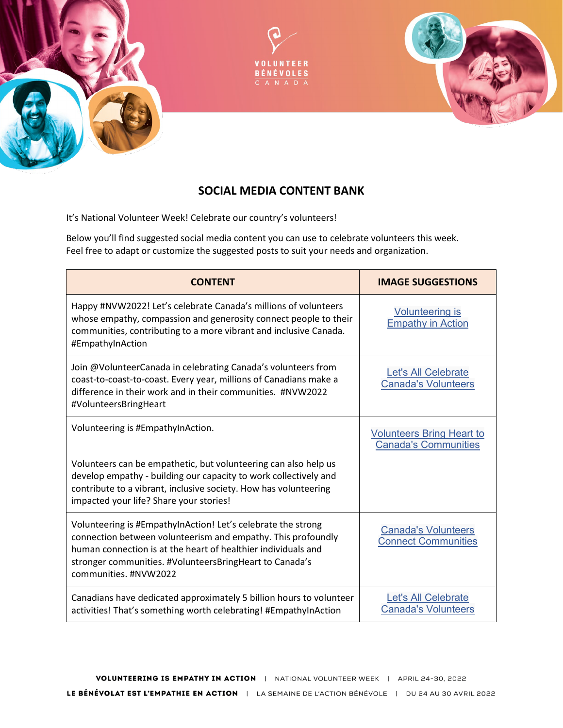VOLUNTEER
BÉNÉVOLES
CANADA

# SOCIAL MEDIA CONTENT BANK

It's National Volunteer Week! Celebrate our country's volunteers!

Below you'll find suggested social media content you can use to celebrate volunteers this week. Feel free to adapt or customize the suggested posts to suit your needs and organization.

| CONTENT | IMAGE SUGGESTIONS |
|---|---|
| Happy #NVW2022! Let's celebrate Canada's millions of volunteers whose empathy, compassion and generosity connect people to their communities, contributing to a more vibrant and inclusive Canada. #EmpathyInAction | Volunteering is Empathy in Action |
| Join @VolunteerCanada in celebrating Canada's volunteers from coast-to-coast-to-coast. Every year, millions of Canadians make a difference in their work and in their communities. #NVW2022 #VolunteersBringHeart | Let's All Celebrate Canada's Volunteers |
| Volunteering is #EmpathyInAction.<br><br>Volunteers can be empathetic, but volunteering can also help us develop empathy - building our capacity to work collectively and contribute to a vibrant, inclusive society. How has volunteering impacted your life? Share your stories! | Volunteers Bring Heart to Canada's Communities |
| Volunteering is #EmpathyInAction! Let's celebrate the strong connection between volunteerism and empathy. This profoundly human connection is at the heart of healthier individuals and stronger communities. #VolunteersBringHeart to Canada's communities. #NVW2022 | Canada's Volunteers Connect Communities |
| Canadians have dedicated approximately 5 billion hours to volunteer activities! That's something worth celebrating! #EmpathyInAction | Let's All Celebrate Canada's Volunteers |

**VOLUNTEERING IS EMPATHY IN ACTION** | NATIONAL VOLUNTEER WEEK | APRIL 24-30, 2022

**LE BÉNÉVOLAT EST L'EMPATHIE EN ACTION** | LA SEMAINE DE L'ACTION BÉNÉVOLE | DU 24 AU 30 AVRIL 2022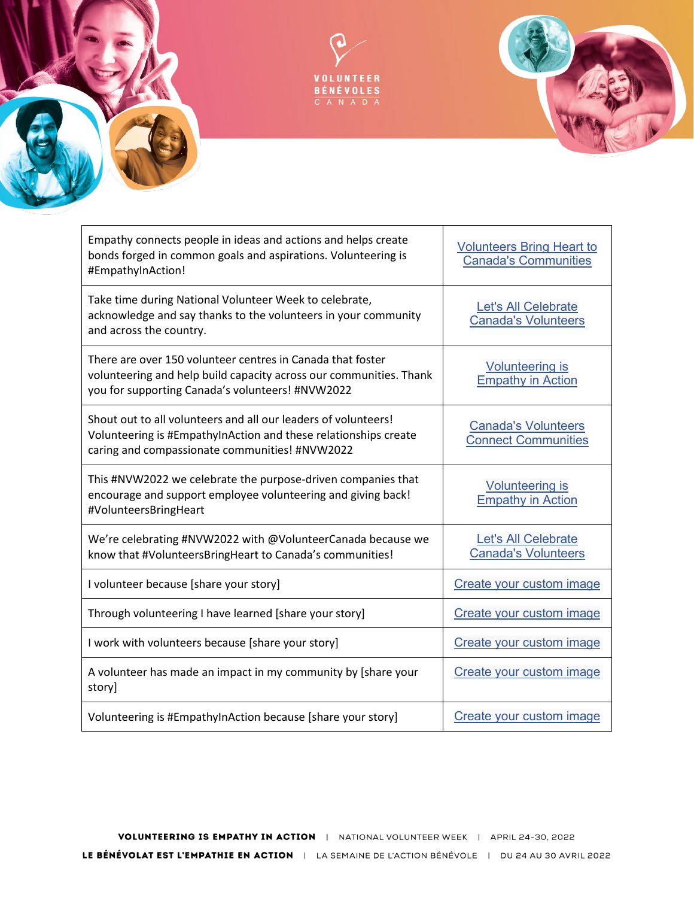| | |
|---|---|
| Empathy connects people in ideas and actions and helps create bonds forged in common goals and aspirations. Volunteering is #EmpathyInAction! | Volunteers Bring Heart to Canada's Communities |
| Take time during National Volunteer Week to celebrate, acknowledge and say thanks to the volunteers in your community and across the country. | Let's All Celebrate Canada's Volunteers |
| There are over 150 volunteer centres in Canada that foster volunteering and help build capacity across our communities. Thank you for supporting Canada's volunteers! #NVW2022 | Volunteering is Empathy in Action |
| Shout out to all volunteers and all our leaders of volunteers! Volunteering is #EmpathyInAction and these relationships create caring and compassionate communities! #NVW2022 | Canada's Volunteers Connect Communities |
| This #NVW2022 we celebrate the purpose-driven companies that encourage and support employee volunteering and giving back! #VolunteersBringHeart | Volunteering is Empathy in Action |
| We're celebrating #NVW2022 with @VolunteerCanada because we know that #VolunteersBringHeart to Canada's communities! | Let's All Celebrate Canada's Volunteers |
| I volunteer because [share your story] | Create your custom image |
| Through volunteering I have learned [share your story] | Create your custom image |
| I work with volunteers because [share your story] | Create your custom image |
| A volunteer has made an impact in my community by [share your story] | Create your custom image |
| Volunteering is #EmpathyInAction because [share your story] | Create your custom image |